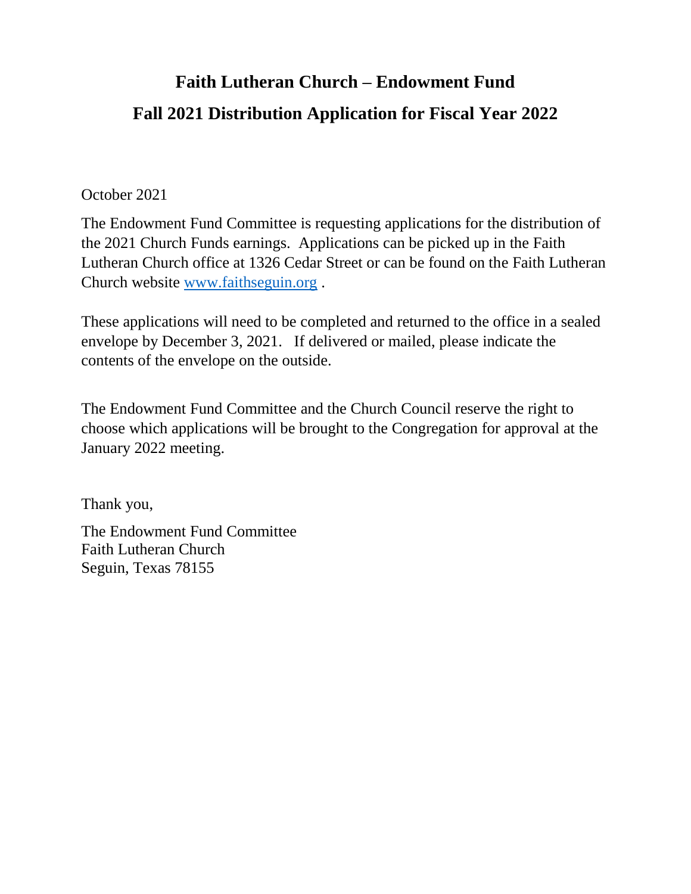# Faith Lutheran Church – Endowment Fund

## Fall 2021 Distribution Application for Fiscal Year 2022

October 2021

The Endowment Fund Committee is requesting applications for the distribution of the 2021 Church Funds earnings. Applications can be picked up in the Faith Lutheran Church office at 1326 Cedar Street or can be found on the Faith Lutheran Church website [www.faithseguin.org](http://www.faithseguin.org) .

These applications will need to be completed and returned to the office in a sealed envelope by December 3, 2021. If delivered or mailed, please indicate the contents of the envelope on the outside.

The Endowment Fund Committee and the Church Council reserve the right to choose which applications will be brought to the Congregation for approval at the January 2022 meeting.

Thank you,

The Endowment Fund Committee
Faith Lutheran Church
Seguin, Texas 78155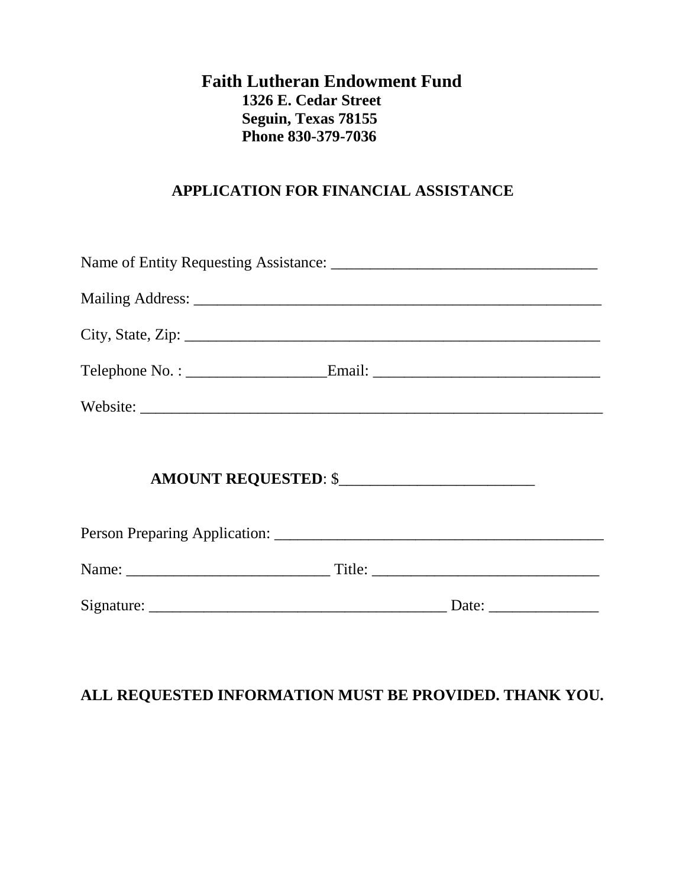# Faith Lutheran Endowment Fund

**1326 E. Cedar Street**
**Seguin, Texas 78155**
**Phone 830-379-7036**

## APPLICATION FOR FINANCIAL ASSISTANCE

Name of Entity Requesting Assistance: ___________________________________

Mailing Address: _____________________________________________________

City, State, Zip: ______________________________________________________

Telephone No. : __________________Email: _____________________________

Website: ___________________________________________________________

**AMOUNT REQUESTED**: $_________________________

Person Preparing Application: __________________________________________

Name: __________________________ Title: _____________________________

Signature: ______________________________________ Date: ______________

**ALL REQUESTED INFORMATION MUST BE PROVIDED. THANK YOU.**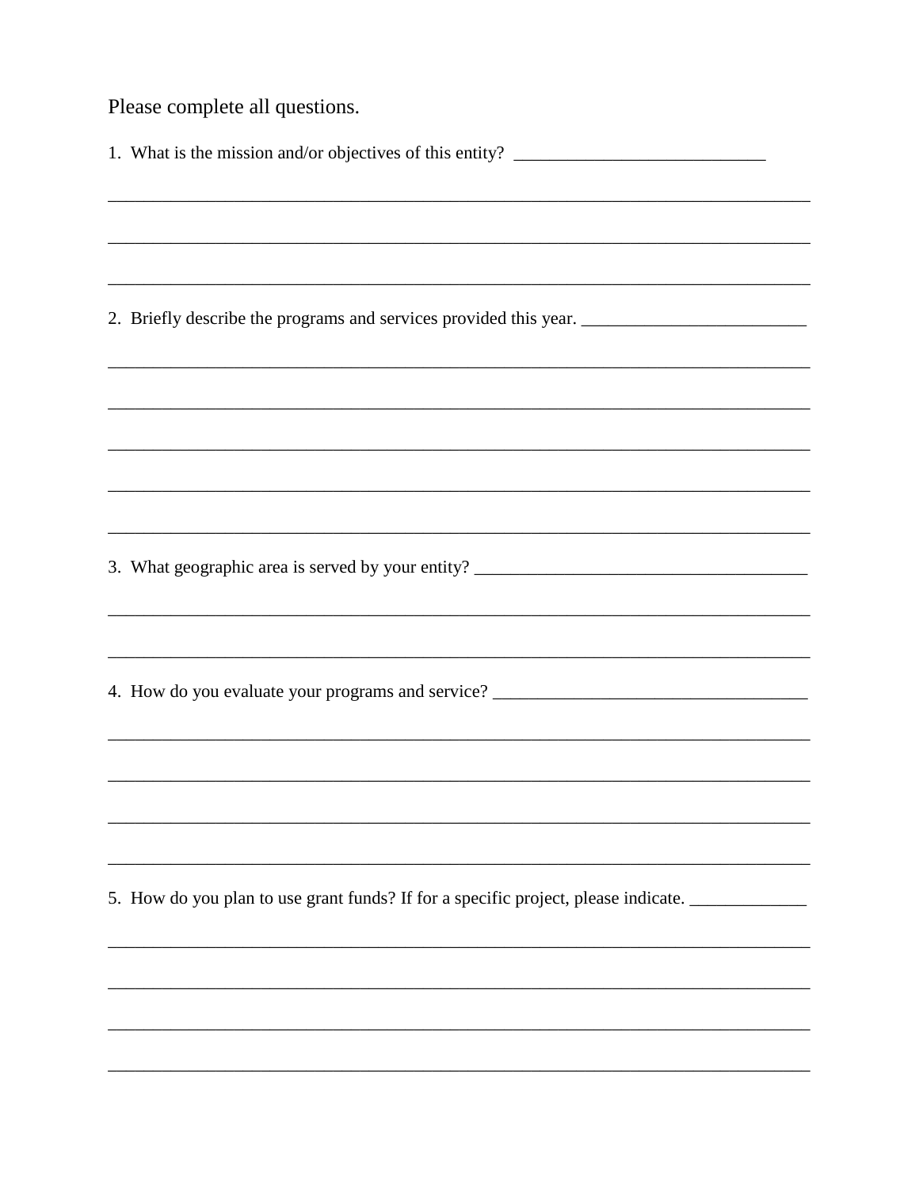Please complete all questions.

1. What is the mission and/or objectives of this entity? ____________________________

________________________________________________________________________________

________________________________________________________________________________

________________________________________________________________________________

2. Briefly describe the programs and services provided this year. _________________________

________________________________________________________________________________

________________________________________________________________________________

________________________________________________________________________________

________________________________________________________________________________

________________________________________________________________________________

3. What geographic area is served by your entity? _____________________________________

________________________________________________________________________________

________________________________________________________________________________

4. How do you evaluate your programs and service? ___________________________________

________________________________________________________________________________

________________________________________________________________________________

________________________________________________________________________________

________________________________________________________________________________

5. How do you plan to use grant funds? If for a specific project, please indicate. _____________

________________________________________________________________________________

________________________________________________________________________________

________________________________________________________________________________

________________________________________________________________________________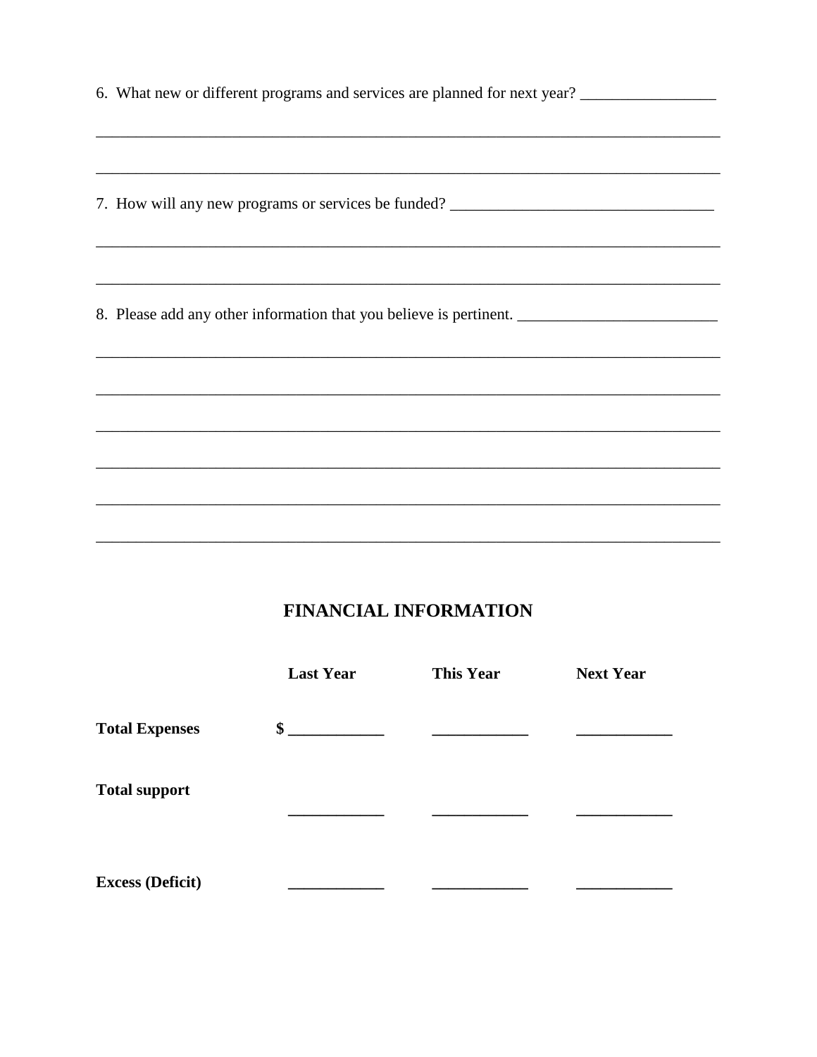6. What new or different programs and services are planned for next year? _________________

_______________________________________________________________________________

_______________________________________________________________________________

7. How will any new programs or services be funded? _________________________________

_______________________________________________________________________________

_______________________________________________________________________________

8. Please add any other information that you believe is pertinent. ________________________

_______________________________________________________________________________

_______________________________________________________________________________

_______________________________________________________________________________

_______________________________________________________________________________

_______________________________________________________________________________

_______________________________________________________________________________

## FINANCIAL INFORMATION

| | Last Year | This Year | Next Year |
|---|---|---|---|
| **Total Expenses** | $ ____________ | ____________ | ____________ |
| **Total support** | ____________ | ____________ | ____________ |
| **Excess (Deficit)** | ____________ | ____________ | ____________ |